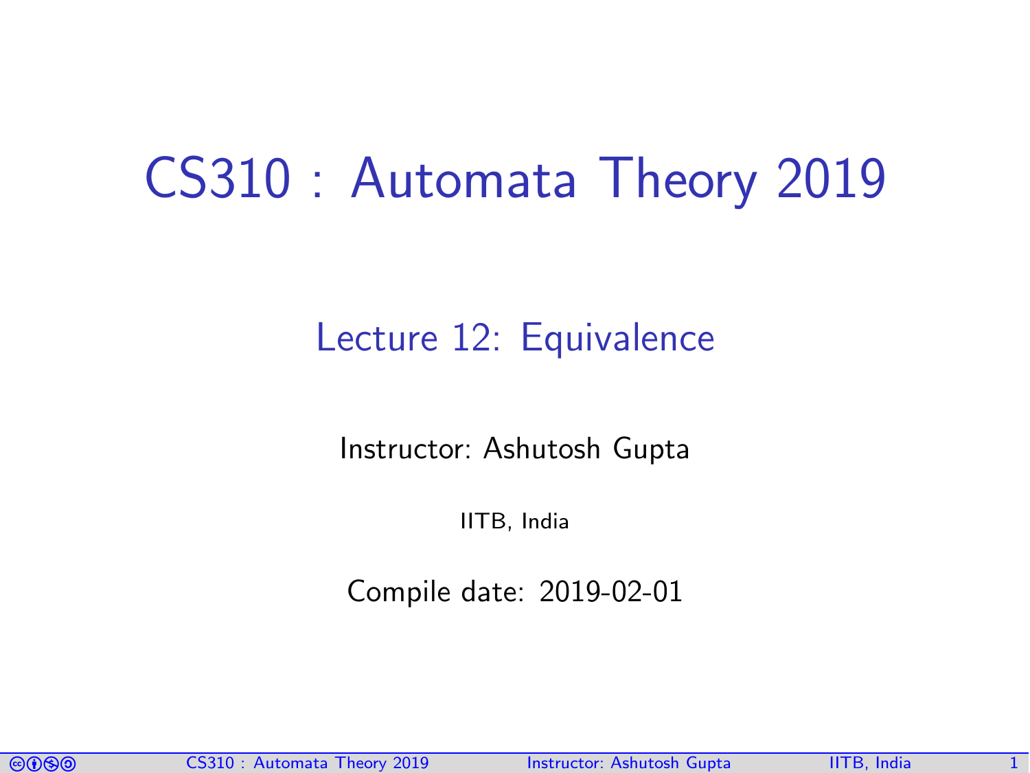# CS310 : Automata Theory 2019

## Lecture 12: Equivalence

Instructor: Ashutosh Gupta

IITB, India

Compile date: 2019-02-01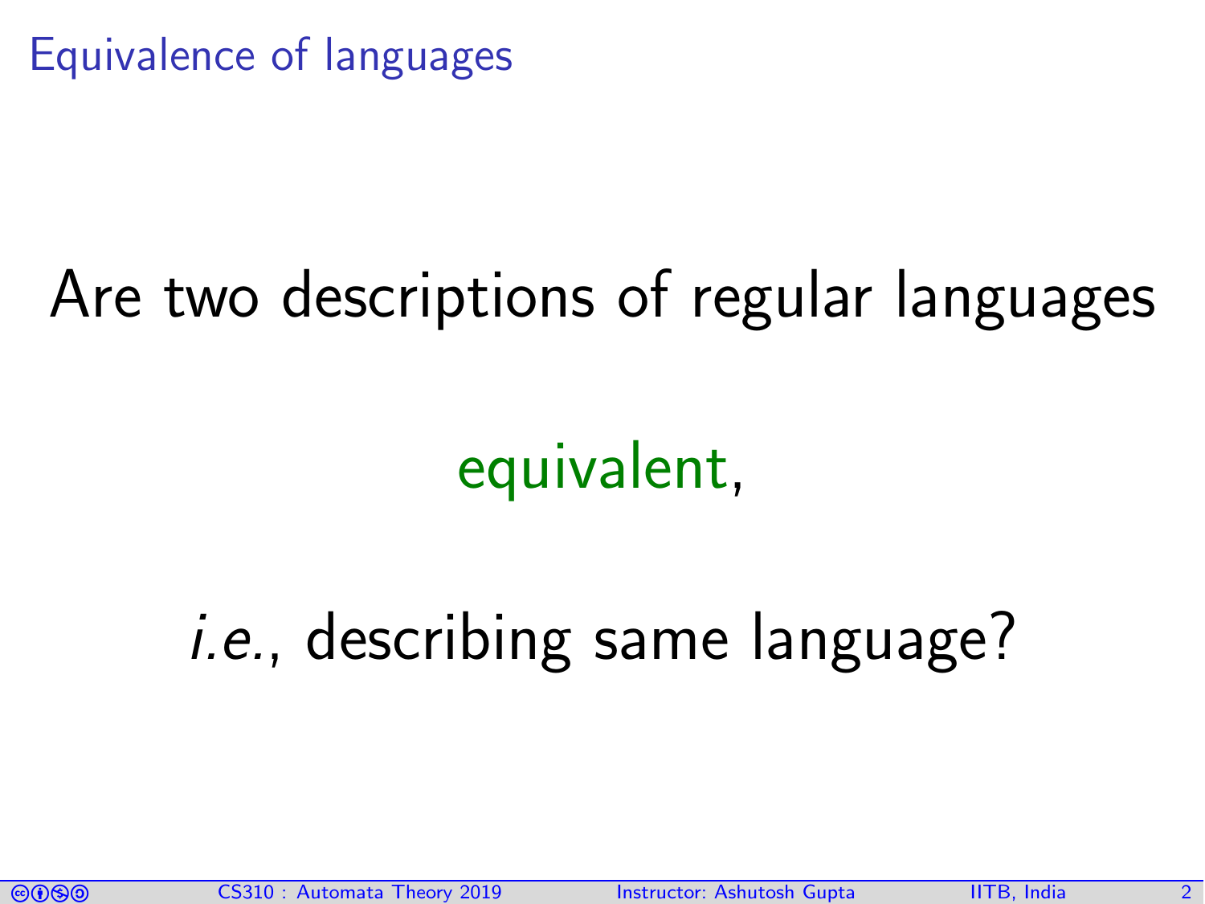# Equivalence of languages

Are two descriptions of regular languages

equivalent,

*i.e.*, describing same language?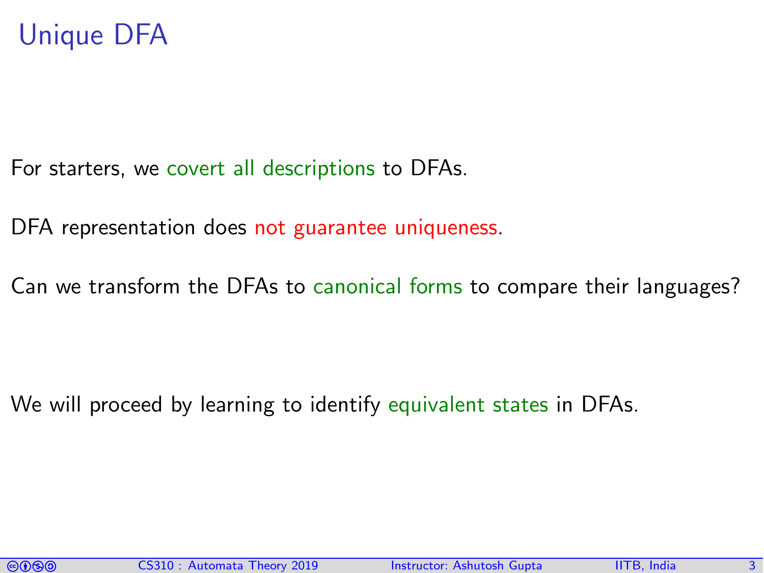# Unique DFA

For starters, we covert all descriptions to DFAs.

DFA representation does not guarantee uniqueness.

Can we transform the DFAs to canonical forms to compare their languages?

We will proceed by learning to identify equivalent states in DFAs.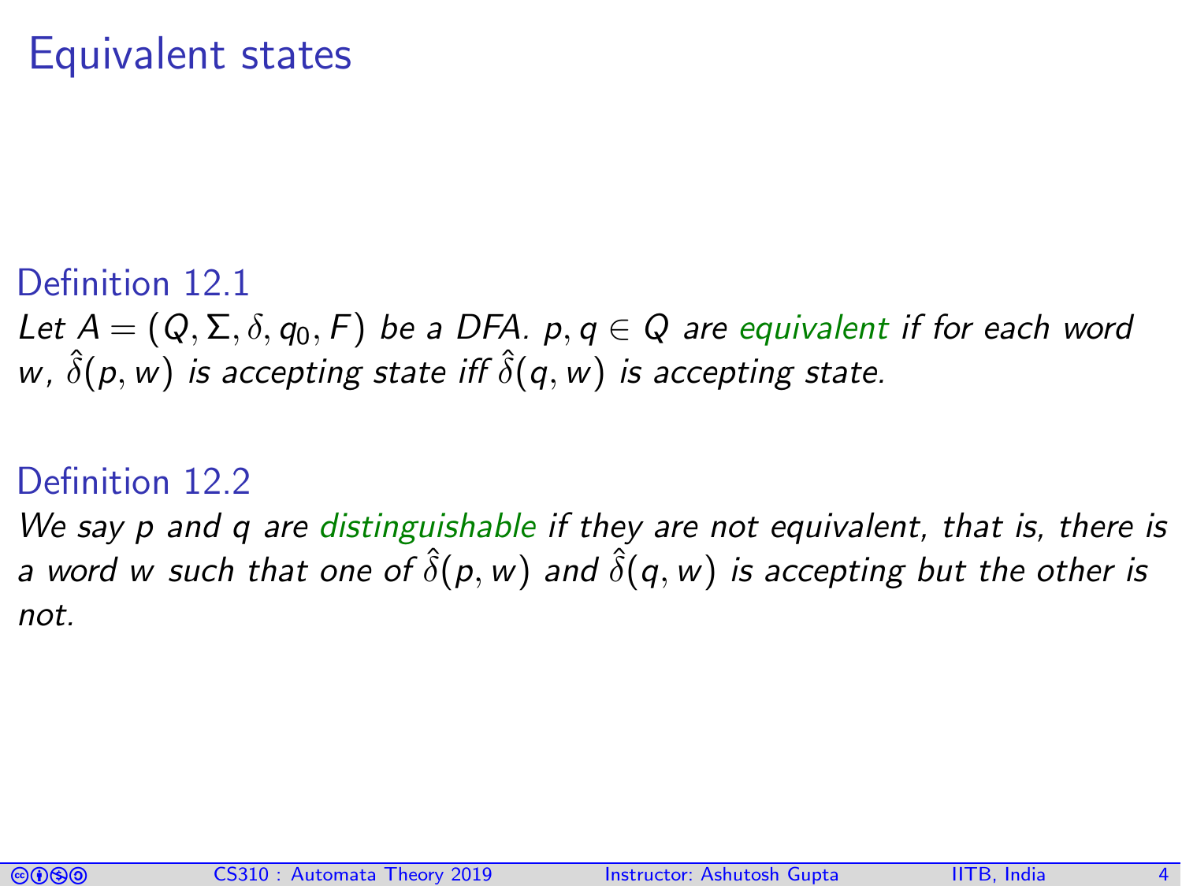# Equivalent states

### Definition 12.1

*Let $A = (Q, \Sigma, \delta, q_0, F)$ be a DFA. $p, q \in Q$ are equivalent if for each word $w$, $\hat{\delta}(p, w)$ is accepting state iff $\hat{\delta}(q, w)$ is accepting state.*

### Definition 12.2

*We say $p$ and $q$ are distinguishable if they are not equivalent, that is, there is a word $w$ such that one of $\hat{\delta}(p, w)$ and $\hat{\delta}(q, w)$ is accepting but the other is not.*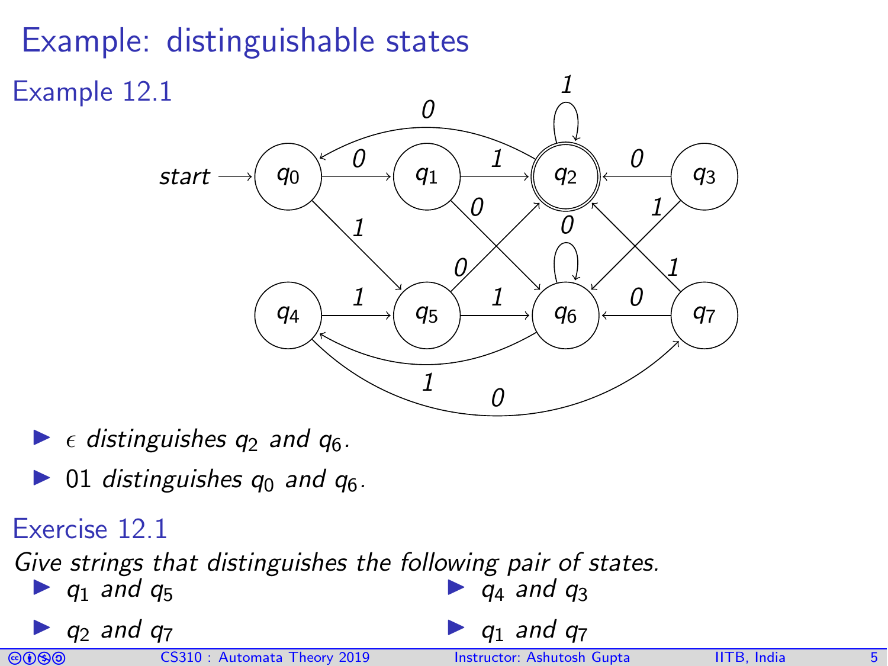# Example: distinguishable states

## Example 12.1

- $\epsilon$ *distinguishes* $q_2$ *and* $q_6$.
- 01 *distinguishes* $q_0$ *and* $q_6$.

## Exercise 12.1

*Give strings that distinguishes the following pair of states.*

- $q_1$ *and* $q_5$
- $q_2$ *and* $q_7$
- $q_4$ *and* $q_3$
- $q_1$ *and* $q_7$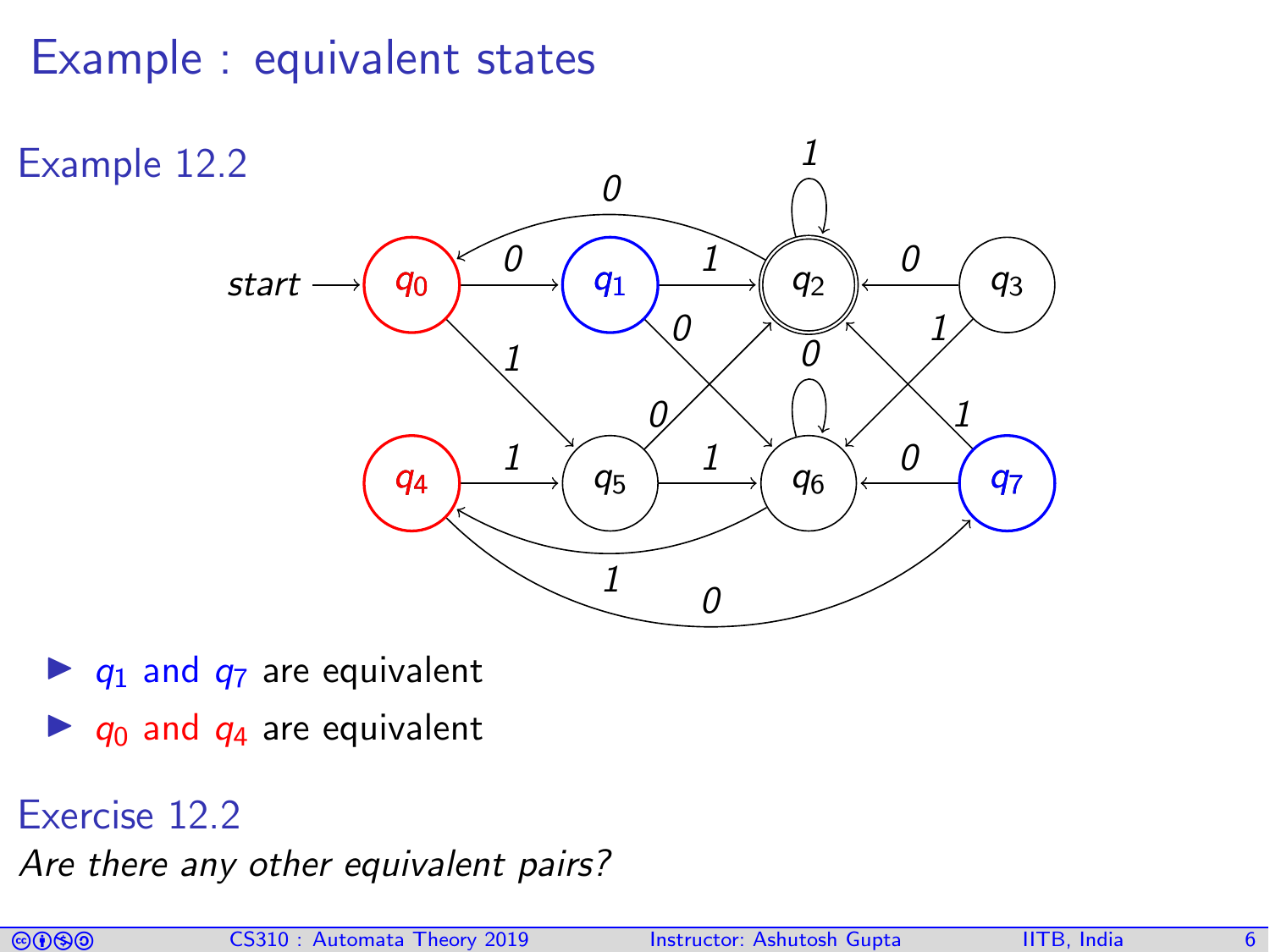# Example : equivalent states

## Example 12.2

- $q_1$ and $q_7$ are equivalent
- $q_0$ and $q_4$ are equivalent

## Exercise 12.2

*Are there any other equivalent pairs?*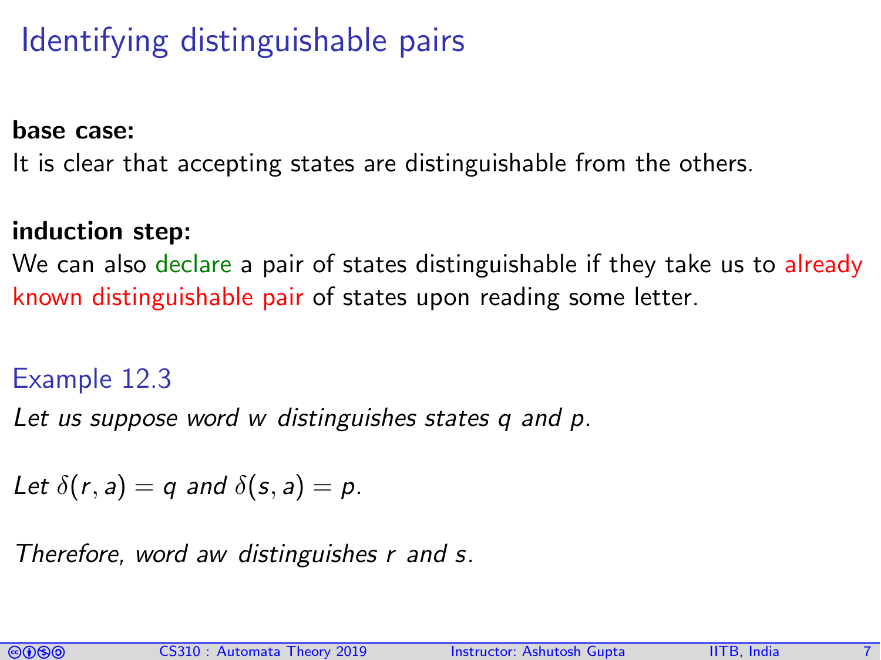# Identifying distinguishable pairs

**base case:**

It is clear that accepting states are distinguishable from the others.

**induction step:**

We can also declare a pair of states distinguishable if they take us to already known distinguishable pair of states upon reading some letter.

### Example 12.3

*Let us suppose word $w$ distinguishes states $q$ and $p$.*

*Let $\delta(r, a) = q$ and $\delta(s, a) = p$.*

*Therefore, word $aw$ distinguishes $r$ and $s$.*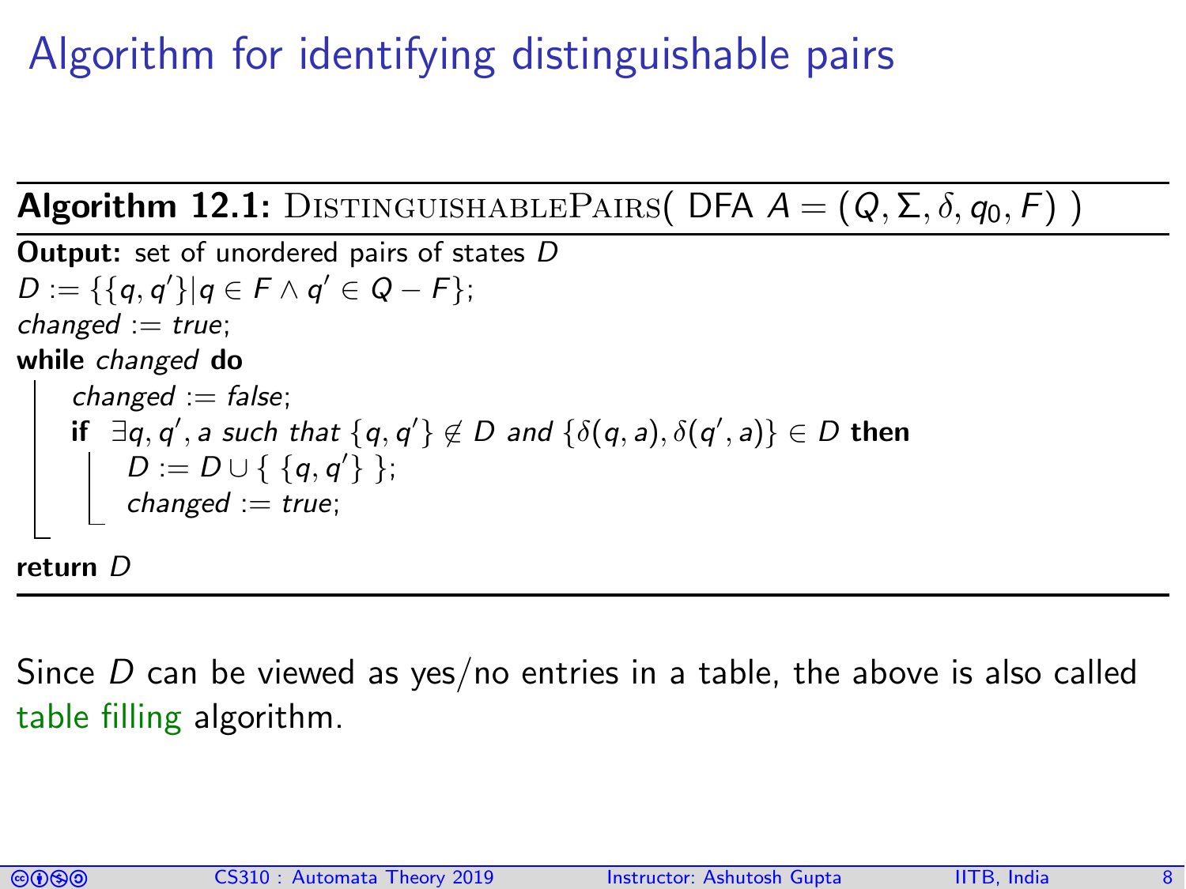# Algorithm for identifying distinguishable pairs

**Algorithm 12.1:** DISTINGUISHABLEPAIRS( DFA $A = (Q, \Sigma, \delta, q_0, F)$ )

```
Output: set of unordered pairs of states D
D := {{q, q'} | q ∈ F ∧ q' ∈ Q − F};
changed := true;
while changed do
    changed := false;
    if ∃q, q', a such that {q, q'} ∉ D and {δ(q, a), δ(q', a)} ∈ D then
        D := D ∪ { {q, q'} };
        changed := true;
return D
```

Since $D$ can be viewed as yes/no entries in a table, the above is also called table filling algorithm.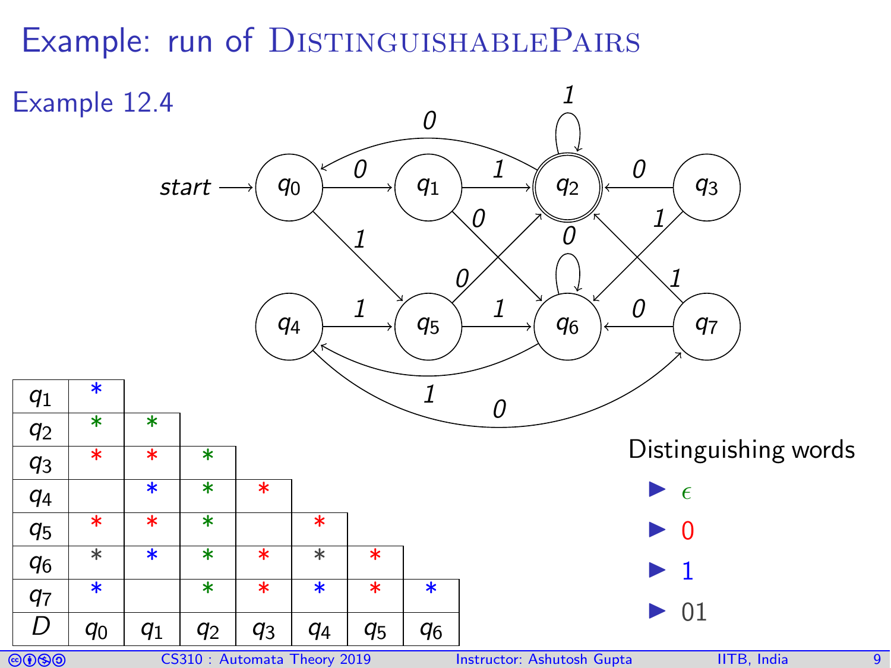# Example: run of DistinguishablePairs

## Example 12.4

| $q_1$ | * | | | | | | |
|---|---|---|---|---|---|---|---|
| $q_2$ | * | * | | | | | |
| $q_3$ | * | * | * | | | | |
| $q_4$ | | * | * | * | | | |
| $q_5$ | * | * | * | | * | | |
| $q_6$ | * | * | * | * | * | * | |
| $q_7$ | * | | * | * | * | * | * |
| $D$ | $q_0$ | $q_1$ | $q_2$ | $q_3$ | $q_4$ | $q_5$ | $q_6$ |

Distinguishing words

- $\epsilon$
- 0
- 1
- 01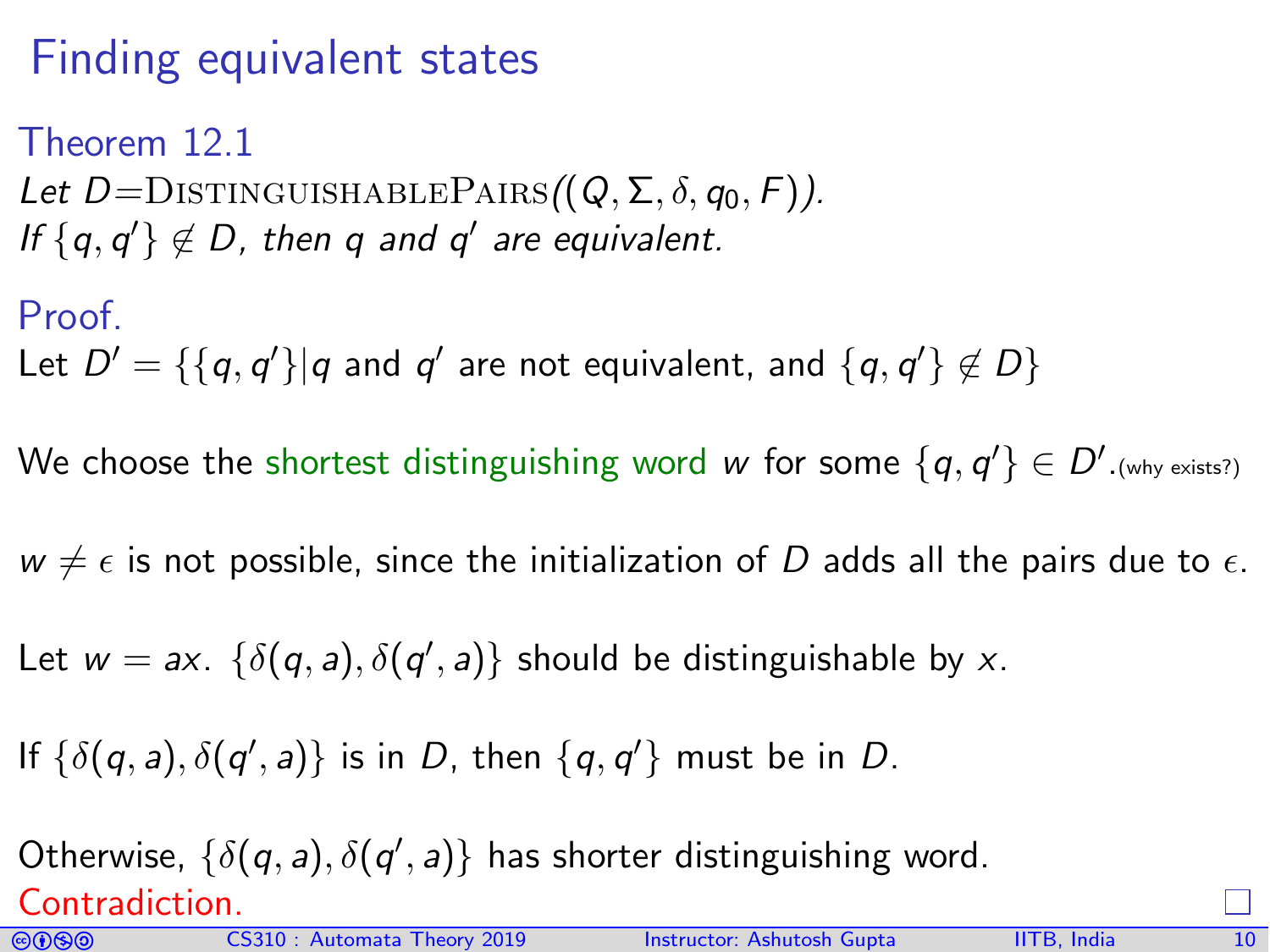# Finding equivalent states

**Theorem 12.1**

*Let $D$=DISTINGUISHABLEPAIRS$((Q, \Sigma, \delta, q_0, F))$.*
*If $\{q, q'\} \notin D$, then $q$ and $q'$ are equivalent.*

**Proof.**

Let $D' = \{\{q, q'\} | q$ and $q'$ are not equivalent, and $\{q, q'\} \notin D\}$

We choose the shortest distinguishing word $w$ for some $\{q, q'\} \in D'$. (why exists?)

$w \neq \epsilon$ is not possible, since the initialization of $D$ adds all the pairs due to $\epsilon$.

Let $w = ax$. $\{\delta(q, a), \delta(q', a)\}$ should be distinguishable by $x$.

If $\{\delta(q, a), \delta(q', a)\}$ is in $D$, then $\{q, q'\}$ must be in $D$.

Otherwise, $\{\delta(q, a), \delta(q', a)\}$ has shorter distinguishing word.
Contradiction. □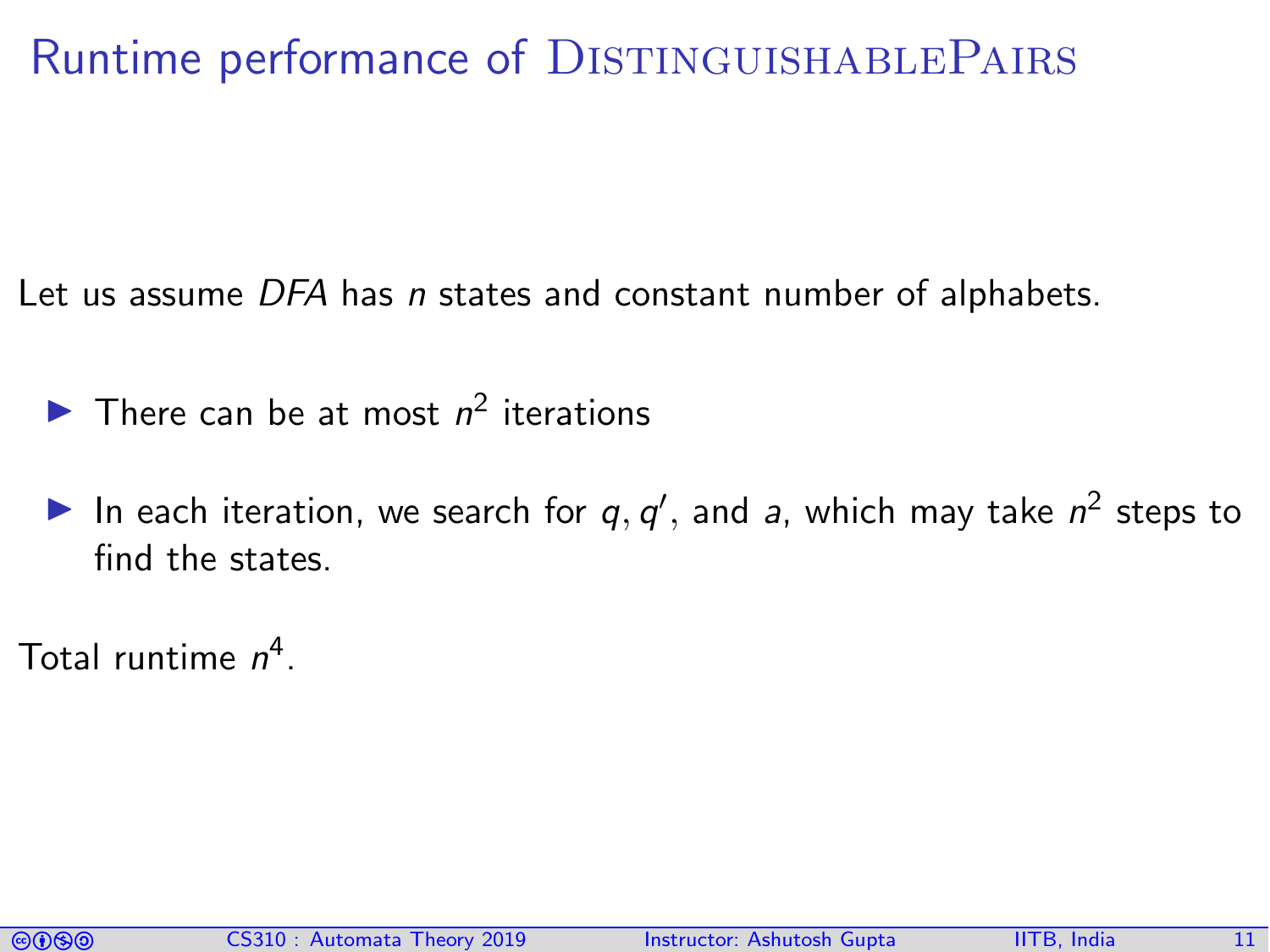# Runtime performance of DistinguishablePairs

Let us assume *DFA* has $n$ states and constant number of alphabets.

- There can be at most $n^2$ iterations
- In each iteration, we search for $q, q'$, and $a$, which may take $n^2$ steps to find the states.

Total runtime $n^4$.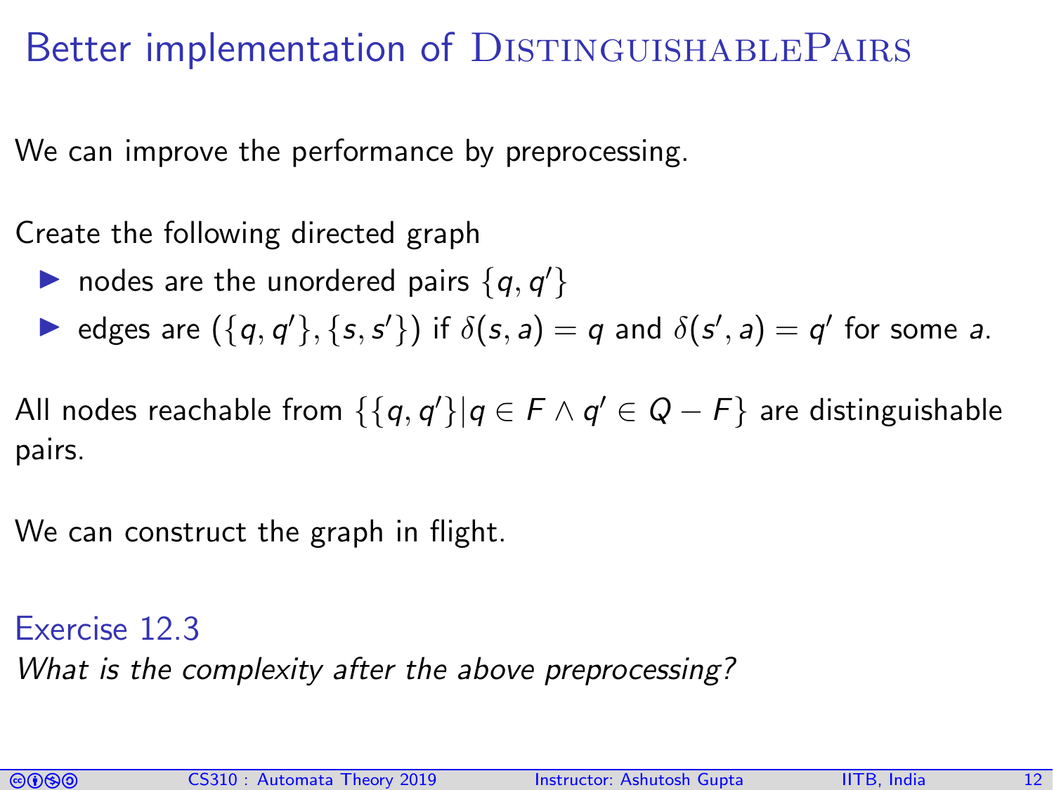# Better implementation of DistinguishablePairs

We can improve the performance by preprocessing.

Create the following directed graph

- nodes are the unordered pairs $\{q, q'\}$
- edges are $(\{q, q'\}, \{s, s'\})$ if $\delta(s, a) = q$ and $\delta(s', a) = q'$ for some $a$.

All nodes reachable from $\{\{q, q'\} | q \in F \wedge q' \in Q - F\}$ are distinguishable pairs.

We can construct the graph in flight.

**Exercise 12.3**

*What is the complexity after the above preprocessing?*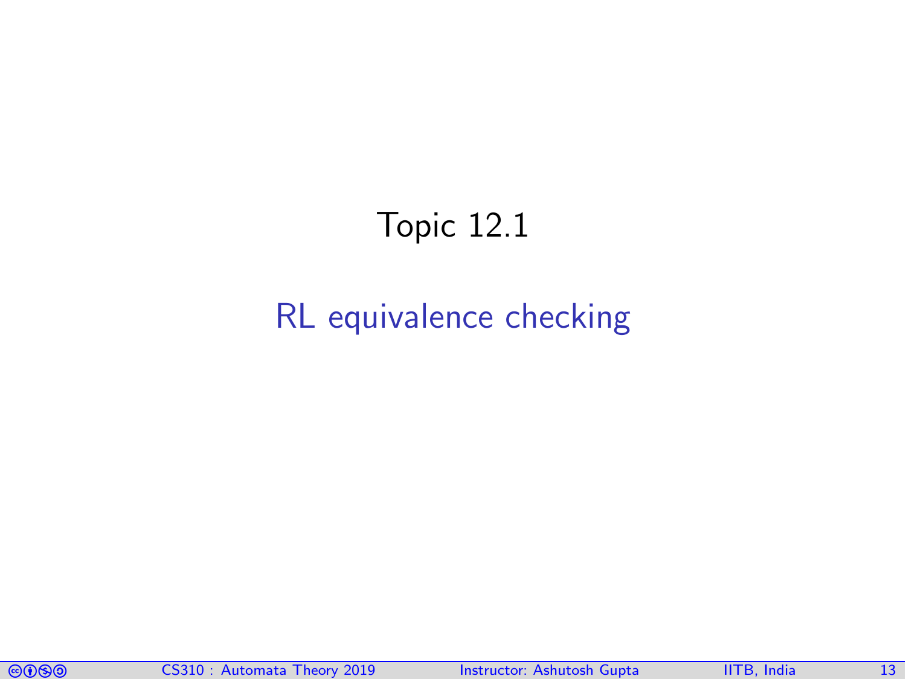# Topic 12.1

## RL equivalence checking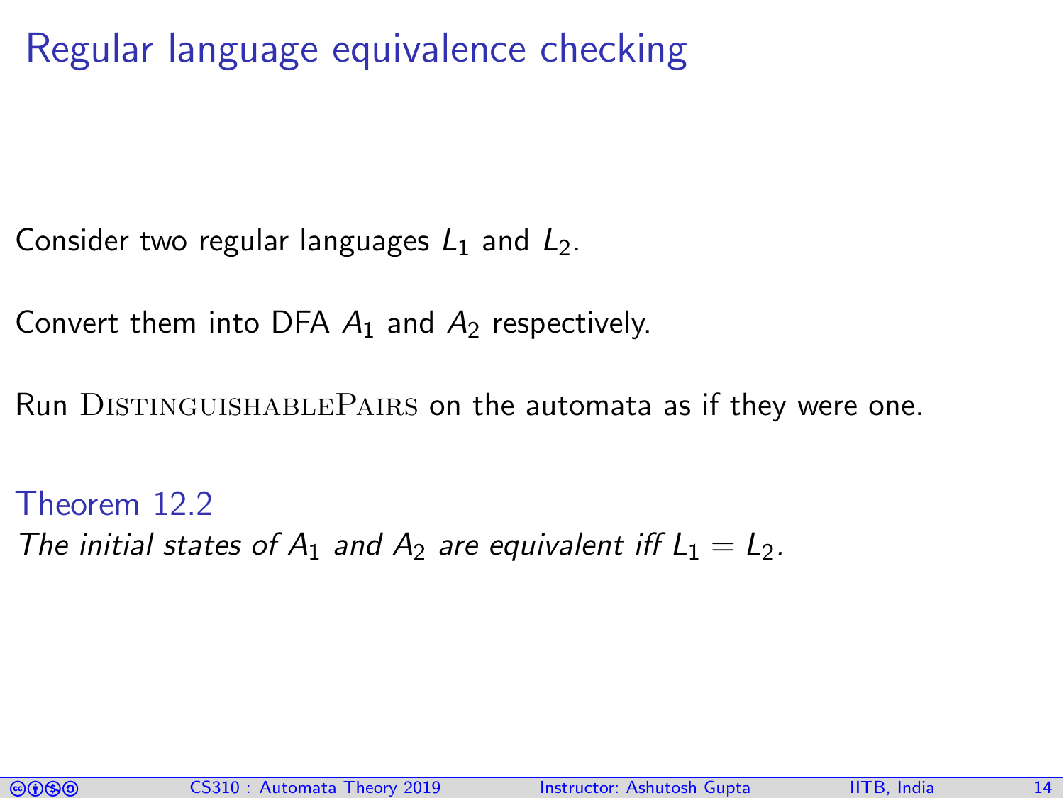# Regular language equivalence checking

Consider two regular languages $L_1$ and $L_2$.

Convert them into DFA $A_1$ and $A_2$ respectively.

Run DistinguishablePairs on the automata as if they were one.

**Theorem 12.2**

*The initial states of $A_1$ and $A_2$ are equivalent iff $L_1 = L_2$.*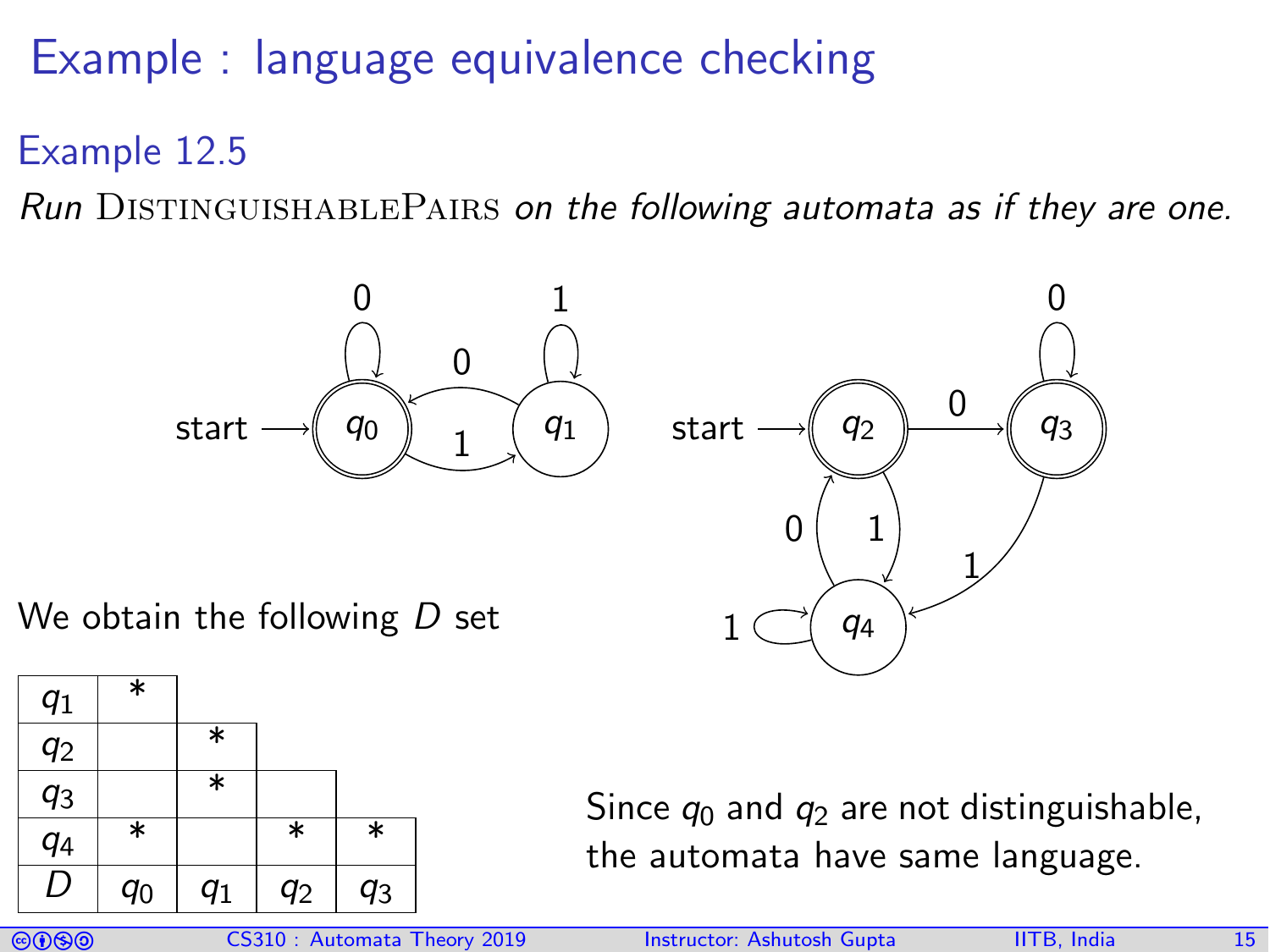# Example : language equivalence checking

## Example 12.5

*Run* DistinguishablePairs *on the following automata as if they are one.*

We obtain the following $D$ set

| $q_1$ | * | | | |
|---|---|---|---|---|
| $q_2$ | | * | | |
| $q_3$ | | * | | |
| $q_4$ | * | | * | * |
| $D$ | $q_0$ | $q_1$ | $q_2$ | $q_3$ |

Since $q_0$ and $q_2$ are not distinguishable, the automata have same language.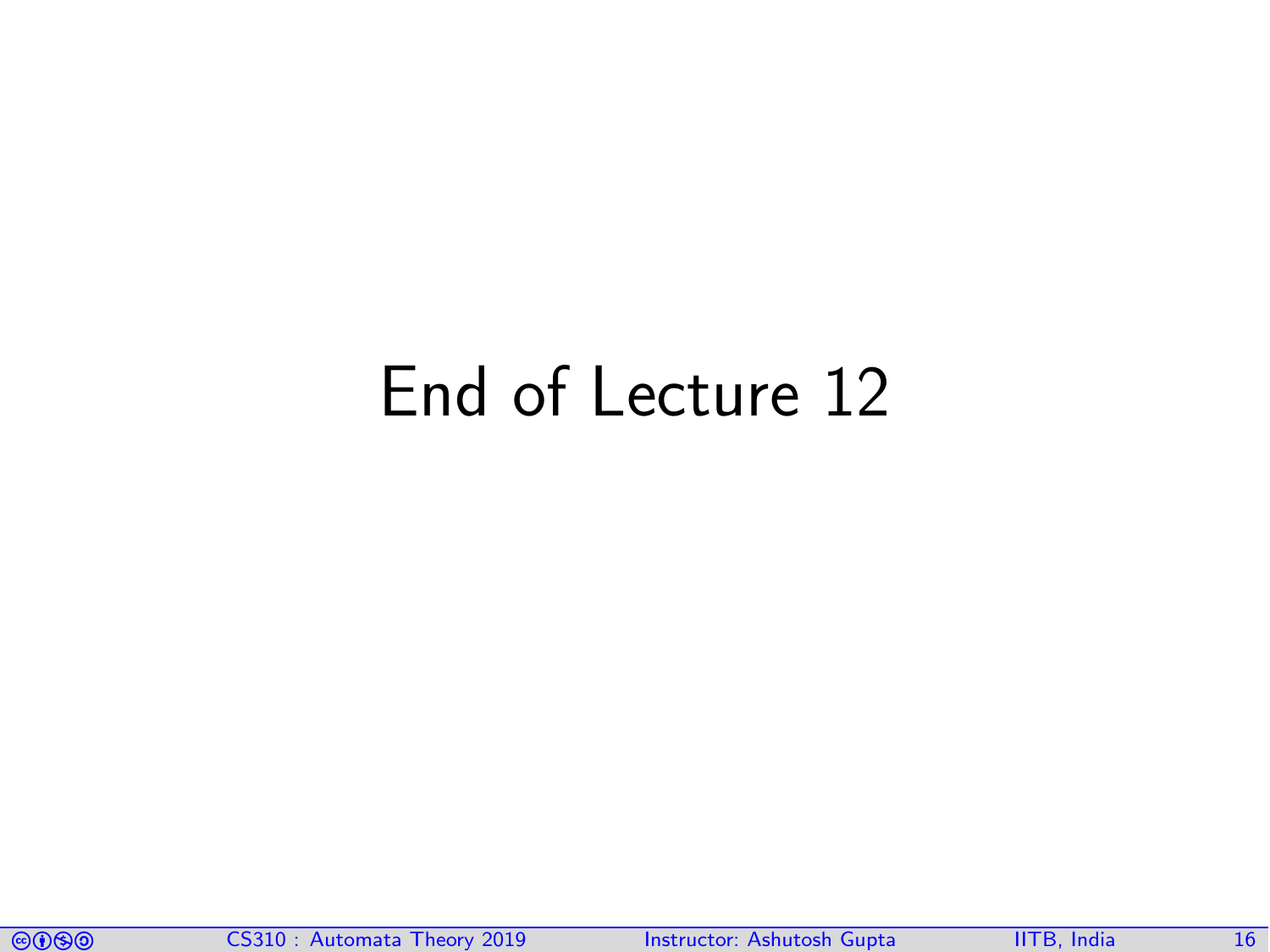# End of Lecture 12